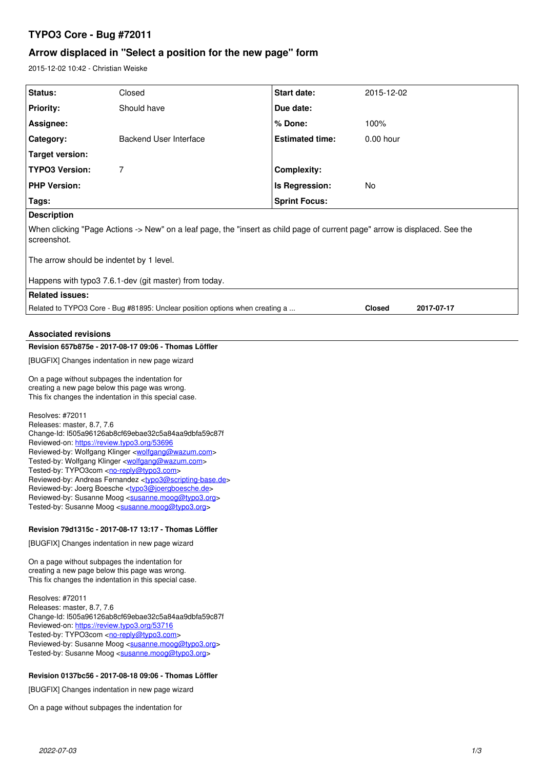# TYPO3 Core - Bug #72011

## Arrow displaced in "Select a position for the new page" form

2015-12-02 10:42 - Christian Weiske

| Status: | Closed | Start date: | 2015-12-02 |
|---|---|---|---|
| Priority: | Should have | Due date: | |
| Assignee: | | % Done: | 100% |
| Category: | Backend User Interface | Estimated time: | 0.00 hour |
| Target version: | | | |
| TYPO3 Version: | 7 | Complexity: | |
| PHP Version: | | Is Regression: | No |
| Tags: | | Sprint Focus: | |

**Description**

When clicking "Page Actions -> New" on a leaf page, the "insert as child page of current page" arrow is displaced. See the screenshot.

The arrow should be indentet by 1 level.

Happens with typo3 7.6.1-dev (git master) from today.

**Related issues:**

| | | |
|---|---|---|
| Related to TYPO3 Core - Bug #81895: Unclear position options when creating a ... | **Closed** | **2017-07-17** |

### Associated revisions

**Revision 657b875e - 2017-08-17 09:06 - Thomas Löffler**

[BUGFIX] Changes indentation in new page wizard

On a page without subpages the indentation for
creating a new page below this page was wrong.
This fix changes the indentation in this special case.

Resolves: #72011
Releases: master, 8.7, 7.6
Change-Id: I505a96126ab8cf69ebae32c5a84aa9dbfa59c87f
Reviewed-on: https://review.typo3.org/53696
Reviewed-by: Wolfgang Klinger <wolfgang@wazum.com>
Tested-by: Wolfgang Klinger <wolfgang@wazum.com>
Tested-by: TYPO3com <no-reply@typo3.com>
Reviewed-by: Andreas Fernandez <typo3@scripting-base.de>
Reviewed-by: Joerg Boesche <typo3@joergboesche.de>
Reviewed-by: Susanne Moog <susanne.moog@typo3.org>
Tested-by: Susanne Moog <susanne.moog@typo3.org>

**Revision 79d1315c - 2017-08-17 13:17 - Thomas Löffler**

[BUGFIX] Changes indentation in new page wizard

On a page without subpages the indentation for
creating a new page below this page was wrong.
This fix changes the indentation in this special case.

Resolves: #72011
Releases: master, 8.7, 7.6
Change-Id: I505a96126ab8cf69ebae32c5a84aa9dbfa59c87f
Reviewed-on: https://review.typo3.org/53716
Tested-by: TYPO3com <no-reply@typo3.com>
Reviewed-by: Susanne Moog <susanne.moog@typo3.org>
Tested-by: Susanne Moog <susanne.moog@typo3.org>

**Revision 0137bc56 - 2017-08-18 09:06 - Thomas Löffler**

[BUGFIX] Changes indentation in new page wizard

On a page without subpages the indentation for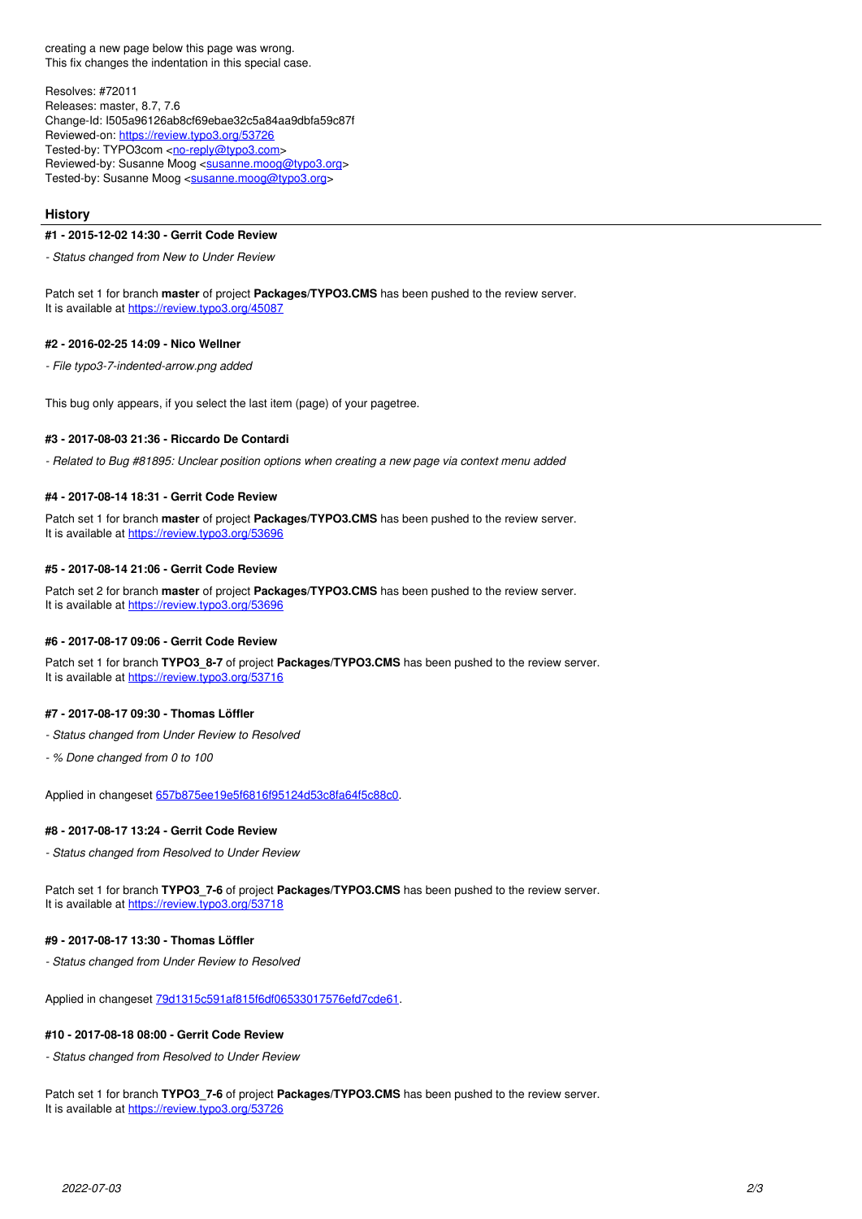creating a new page below this page was wrong.
This fix changes the indentation in this special case.

Resolves: #72011
Releases: master, 8.7, 7.6
Change-Id: I505a96126ab8cf69ebae32c5a84aa9dbfa59c87f
Reviewed-on: https://review.typo3.org/53726
Tested-by: TYPO3com <no-reply@typo3.com>
Reviewed-by: Susanne Moog <susanne.moog@typo3.org>
Tested-by: Susanne Moog <susanne.moog@typo3.org>

## History

#### #1 - 2015-12-02 14:30 - Gerrit Code Review

*- Status changed from New to Under Review*

Patch set 1 for branch **master** of project **Packages/TYPO3.CMS** has been pushed to the review server.
It is available at https://review.typo3.org/45087

#### #2 - 2016-02-25 14:09 - Nico Wellner

*- File typo3-7-indented-arrow.png added*

This bug only appears, if you select the last item (page) of your pagetree.

#### #3 - 2017-08-03 21:36 - Riccardo De Contardi

*- Related to Bug #81895: Unclear position options when creating a new page via context menu added*

#### #4 - 2017-08-14 18:31 - Gerrit Code Review

Patch set 1 for branch **master** of project **Packages/TYPO3.CMS** has been pushed to the review server.
It is available at https://review.typo3.org/53696

#### #5 - 2017-08-14 21:06 - Gerrit Code Review

Patch set 2 for branch **master** of project **Packages/TYPO3.CMS** has been pushed to the review server.
It is available at https://review.typo3.org/53696

#### #6 - 2017-08-17 09:06 - Gerrit Code Review

Patch set 1 for branch **TYPO3_8-7** of project **Packages/TYPO3.CMS** has been pushed to the review server.
It is available at https://review.typo3.org/53716

#### #7 - 2017-08-17 09:30 - Thomas Löffler

*- Status changed from Under Review to Resolved*

*- % Done changed from 0 to 100*

Applied in changeset 657b875ee19e5f6816f95124d53c8fa64f5c88c0.

#### #8 - 2017-08-17 13:24 - Gerrit Code Review

*- Status changed from Resolved to Under Review*

Patch set 1 for branch **TYPO3_7-6** of project **Packages/TYPO3.CMS** has been pushed to the review server.
It is available at https://review.typo3.org/53718

#### #9 - 2017-08-17 13:30 - Thomas Löffler

*- Status changed from Under Review to Resolved*

Applied in changeset 79d1315c591af815f6df06533017576efd7cde61.

#### #10 - 2017-08-18 08:00 - Gerrit Code Review

*- Status changed from Resolved to Under Review*

Patch set 1 for branch **TYPO3_7-6** of project **Packages/TYPO3.CMS** has been pushed to the review server.
It is available at https://review.typo3.org/53726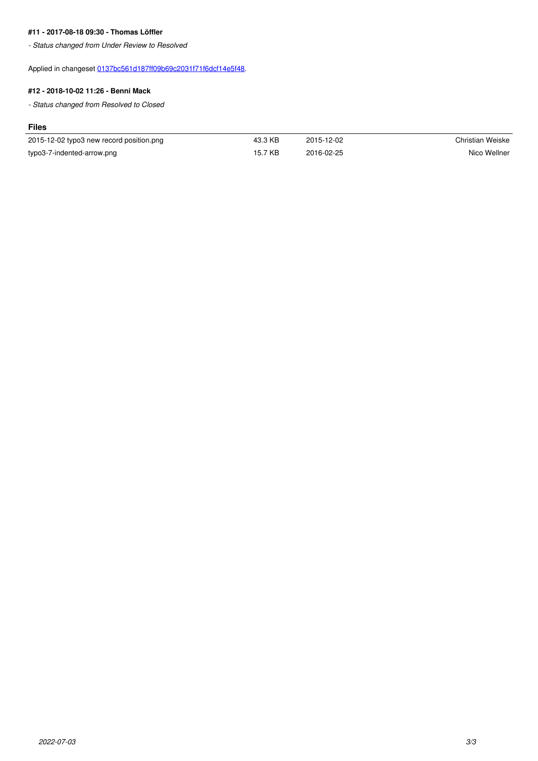#### #11 - 2017-08-18 09:30 - Thomas Löffler

*- Status changed from Under Review to Resolved*

Applied in changeset 0137bc561d187ff09b69c2031f71f6dcf14e5f48.

#### #12 - 2018-10-02 11:26 - Benni Mack

*- Status changed from Resolved to Closed*

### Files

| | | | |
|---|---|---|---|
| 2015-12-02 typo3 new record position.png | 43.3 KB | 2015-12-02 | Christian Weiske |
| typo3-7-indented-arrow.png | 15.7 KB | 2016-02-25 | Nico Wellner |

*2022-07-03*